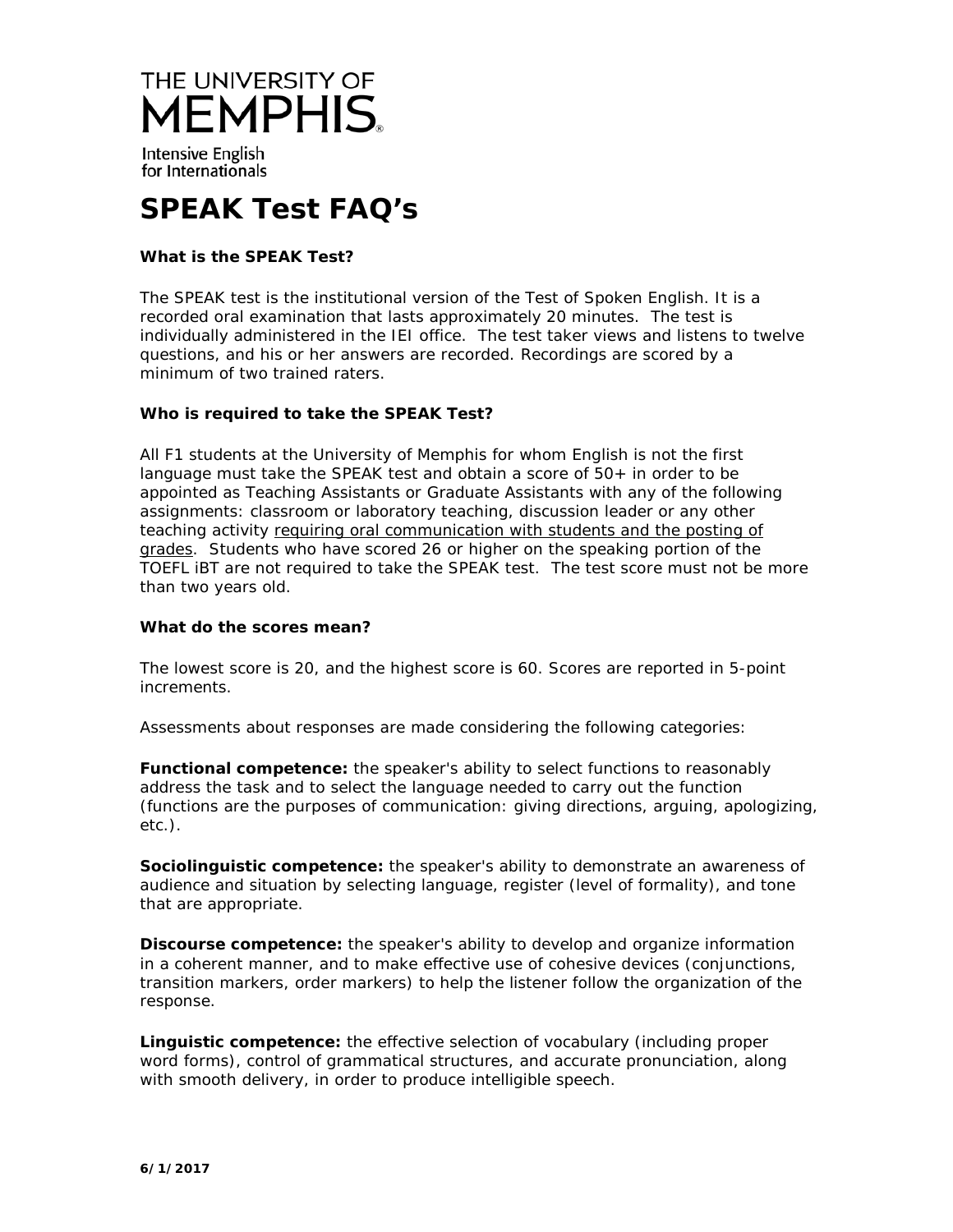THE UNIVERSITY OF MEMPHIS

Intensive English for Internationals

# SPEAK Test FAQ's

### What is the SPEAK Test?

The SPEAK test is the institutional version of the Test of Spoken English. It is a recorded oral examination that lasts approximately 20 minutes. The test is individually administered in the IEI office. The test taker views and listens to twelve questions, and his or her answers are recorded. Recordings are scored by a minimum of two trained raters.

### Who is required to take the SPEAK Test?

All F1 students at the University of Memphis for whom English is not the first language must take the SPEAK test and obtain a score of 50+ in order to be appointed as Teaching Assistants or Graduate Assistants with any of the following assignments: classroom or laboratory teaching, discussion leader or any other teaching activity <u>requiring oral communication with students and the posting of grades</u>. Students who have scored 26 or higher on the speaking portion of the TOEFL iBT are not required to take the SPEAK test. The test score must not be more than two years old.

### What do the scores mean?

The lowest score is 20, and the highest score is 60. Scores are reported in 5-point increments.

Assessments about responses are made considering the following categories:

**Functional competence:** the speaker's ability to select functions to reasonably address the task and to select the language needed to carry out the function (functions are the purposes of communication: giving directions, arguing, apologizing, etc.).

**Sociolinguistic competence:** the speaker's ability to demonstrate an awareness of audience and situation by selecting language, register (level of formality), and tone that are appropriate.

**Discourse competence:** the speaker's ability to develop and organize information in a coherent manner, and to make effective use of cohesive devices (conjunctions, transition markers, order markers) to help the listener follow the organization of the response.

**Linguistic competence:** the effective selection of vocabulary (including proper word forms), control of grammatical structures, and accurate pronunciation, along with smooth delivery, in order to produce intelligible speech.

**6/1/2017**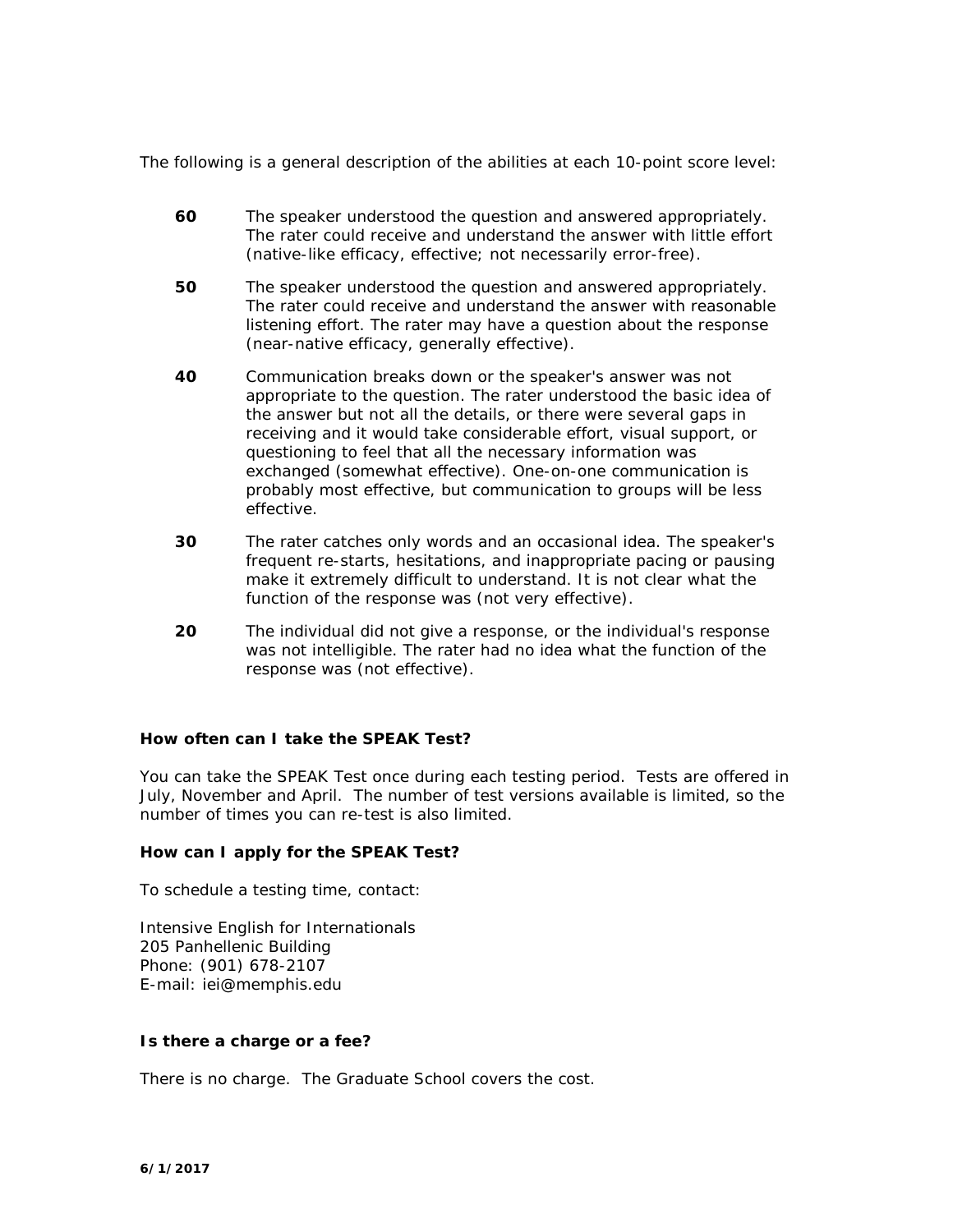The following is a general description of the abilities at each 10-point score level:

**60** The speaker understood the question and answered appropriately. The rater could receive and understand the answer with little effort (native-like efficacy, effective; not necessarily error-free).

**50** The speaker understood the question and answered appropriately. The rater could receive and understand the answer with reasonable listening effort. The rater may have a question about the response (near-native efficacy, generally effective).

**40** Communication breaks down or the speaker's answer was not appropriate to the question. The rater understood the basic idea of the answer but not all the details, or there were several gaps in receiving and it would take considerable effort, visual support, or questioning to feel that all the necessary information was exchanged (somewhat effective). One-on-one communication is probably most effective, but communication to groups will be less effective.

**30** The rater catches only words and an occasional idea. The speaker's frequent re-starts, hesitations, and inappropriate pacing or pausing make it extremely difficult to understand. It is not clear what the function of the response was (not very effective).

**20** The individual did not give a response, or the individual's response was not intelligible. The rater had no idea what the function of the response was (not effective).

**How often can I take the SPEAK Test?**

You can take the SPEAK Test once during each testing period. Tests are offered in July, November and April. The number of test versions available is limited, so the number of times you can re-test is also limited.

**How can I apply for the SPEAK Test?**

To schedule a testing time, contact:

Intensive English for Internationals
205 Panhellenic Building
Phone: (901) 678-2107
E-mail: iei@memphis.edu

**Is there a charge or a fee?**

There is no charge. The Graduate School covers the cost.

**6/1/2017**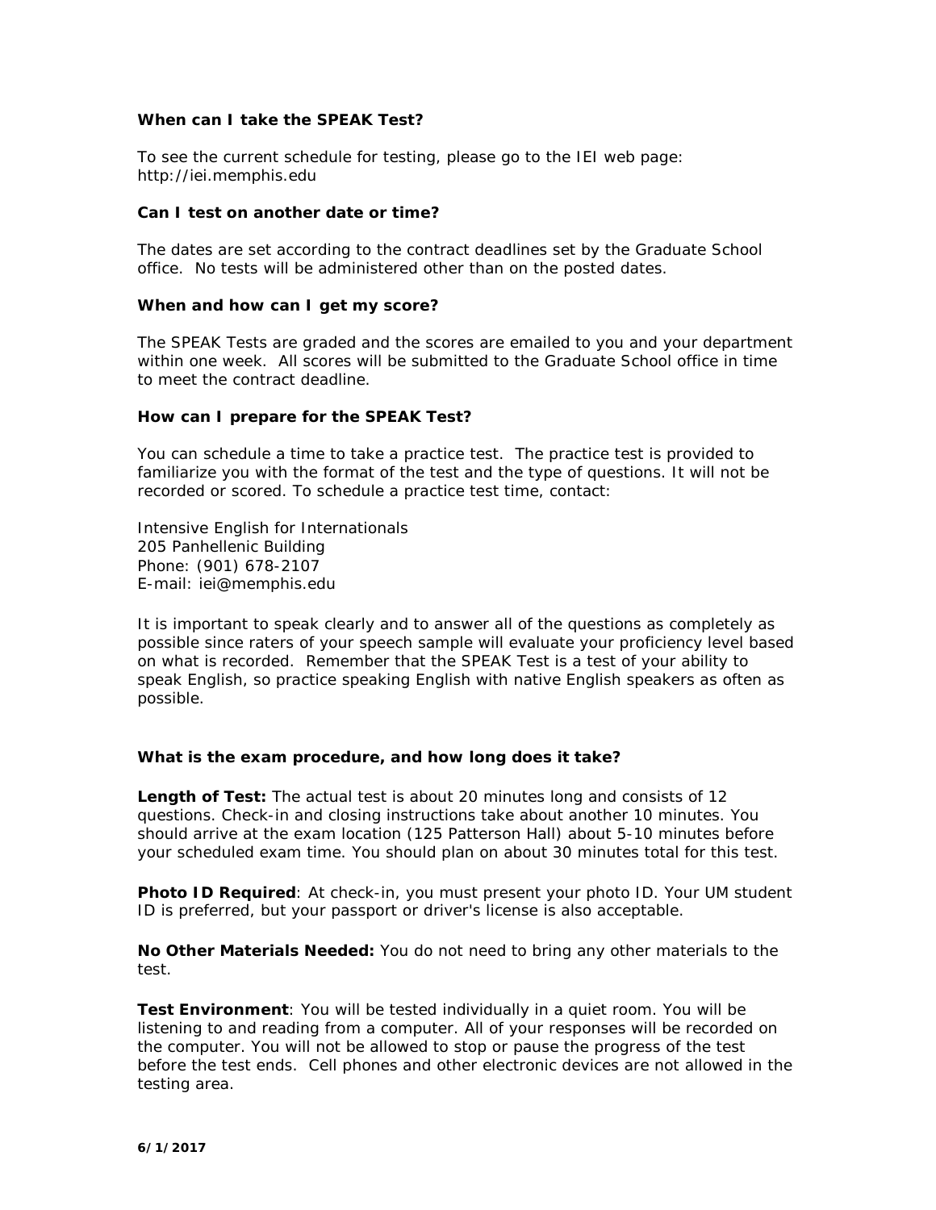**When can I take the SPEAK Test?**

To see the current schedule for testing, please go to the IEI web page: http://iei.memphis.edu

**Can I test on another date or time?**

The dates are set according to the contract deadlines set by the Graduate School office. No tests will be administered other than on the posted dates.

**When and how can I get my score?**

The SPEAK Tests are graded and the scores are emailed to you and your department within one week. All scores will be submitted to the Graduate School office in time to meet the contract deadline.

**How can I prepare for the SPEAK Test?**

You can schedule a time to take a practice test. The practice test is provided to familiarize you with the format of the test and the type of questions. It will not be recorded or scored. To schedule a practice test time, contact:

Intensive English for Internationals
205 Panhellenic Building
Phone: (901) 678-2107
E-mail: iei@memphis.edu

It is important to speak clearly and to answer all of the questions as completely as possible since raters of your speech sample will evaluate your proficiency level based on what is recorded. Remember that the SPEAK Test is a test of your ability to speak English, so practice speaking English with native English speakers as often as possible.

**What is the exam procedure, and how long does it take?**

**Length of Test:** The actual test is about 20 minutes long and consists of 12 questions. Check-in and closing instructions take about another 10 minutes. You should arrive at the exam location (125 Patterson Hall) about 5-10 minutes before your scheduled exam time. You should plan on about 30 minutes total for this test.

**Photo ID Required**: At check-in, you must present your photo ID. Your UM student ID is preferred, but your passport or driver's license is also acceptable.

**No Other Materials Needed:** You do not need to bring any other materials to the test.

**Test Environment**: You will be tested individually in a quiet room. You will be listening to and reading from a computer. All of your responses will be recorded on the computer. You will not be allowed to stop or pause the progress of the test before the test ends. Cell phones and other electronic devices are not allowed in the testing area.

**6/1/2017**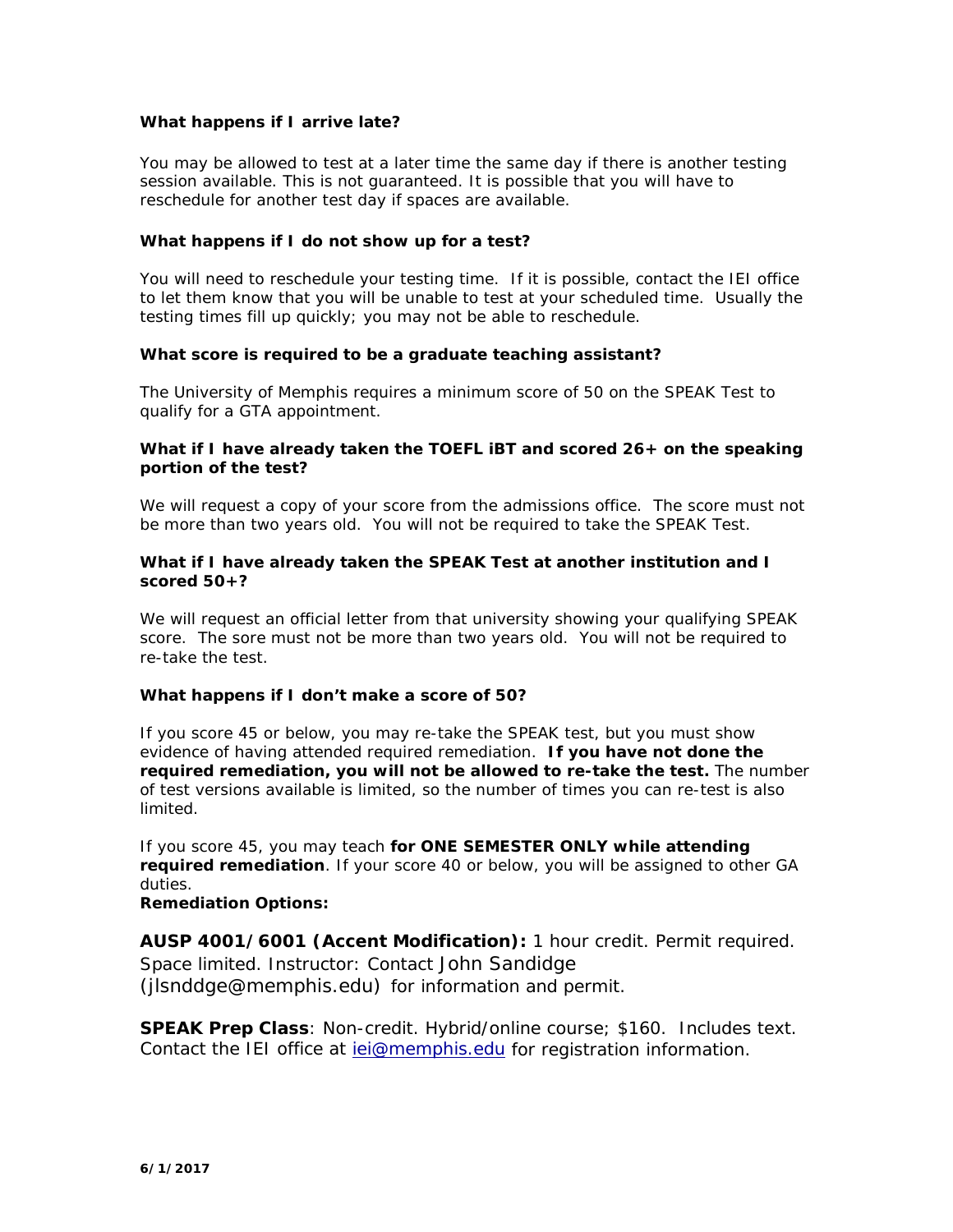**What happens if I arrive late?**

You may be allowed to test at a later time the same day if there is another testing session available. This is not guaranteed. It is possible that you will have to reschedule for another test day if spaces are available.

**What happens if I do not show up for a test?**

You will need to reschedule your testing time. If it is possible, contact the IEI office to let them know that you will be unable to test at your scheduled time. Usually the testing times fill up quickly; you may not be able to reschedule.

**What score is required to be a graduate teaching assistant?**

The University of Memphis requires a minimum score of 50 on the SPEAK Test to qualify for a GTA appointment.

**What if I have already taken the TOEFL iBT and scored 26+ on the speaking portion of the test?**

We will request a copy of your score from the admissions office. The score must not be more than two years old. You will not be required to take the SPEAK Test.

**What if I have already taken the SPEAK Test at another institution and I scored 50+?**

We will request an official letter from that university showing your qualifying SPEAK score. The sore must not be more than two years old. You will not be required to re-take the test.

**What happens if I don't make a score of 50?**

If you score 45 or below, you may re-take the SPEAK test, but you must show evidence of having attended required remediation. **If you have not done the required remediation, you will not be allowed to re-take the test.** The number of test versions available is limited, so the number of times you can re-test is also limited.

If you score 45, you may teach **for ONE SEMESTER ONLY while attending required remediation**. If your score 40 or below, you will be assigned to other GA duties.

**Remediation Options:**

**AUSP 4001/6001 (Accent Modification):** 1 hour credit. Permit required. Space limited. Instructor: Contact John Sandidge (jlsnddge@memphis.edu) for information and permit.

**SPEAK Prep Class**: Non-credit. Hybrid/online course; $160. Includes text. Contact the IEI office at iei@memphis.edu for registration information.

**6/1/2017**